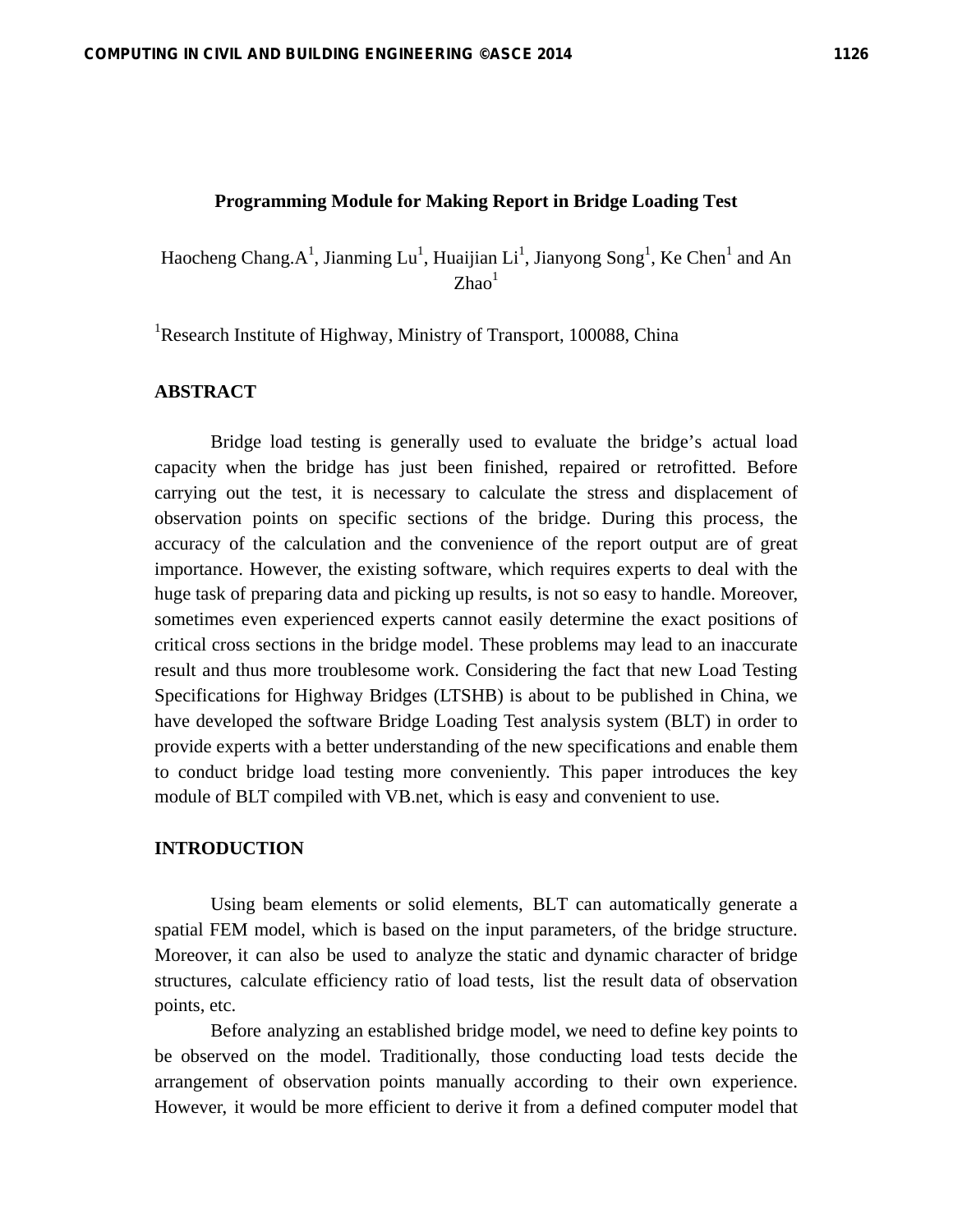# Programming Module for Making Report in Bridge Loading Test

Haocheng Chang.A[1], Jianming Lu[1], Huaijian Li[1], Jianyong Song[1], Ke Chen[1] and An Zhao[1]

[1]Research Institute of Highway, Ministry of Transport, 100088, China

## ABSTRACT

Bridge load testing is generally used to evaluate the bridge's actual load capacity when the bridge has just been finished, repaired or retrofitted. Before carrying out the test, it is necessary to calculate the stress and displacement of observation points on specific sections of the bridge. During this process, the accuracy of the calculation and the convenience of the report output are of great importance. However, the existing software, which requires experts to deal with the huge task of preparing data and picking up results, is not so easy to handle. Moreover, sometimes even experienced experts cannot easily determine the exact positions of critical cross sections in the bridge model. These problems may lead to an inaccurate result and thus more troublesome work. Considering the fact that new Load Testing Specifications for Highway Bridges (LTSHB) is about to be published in China, we have developed the software Bridge Loading Test analysis system (BLT) in order to provide experts with a better understanding of the new specifications and enable them to conduct bridge load testing more conveniently. This paper introduces the key module of BLT compiled with VB.net, which is easy and convenient to use.

## INTRODUCTION

Using beam elements or solid elements, BLT can automatically generate a spatial FEM model, which is based on the input parameters, of the bridge structure. Moreover, it can also be used to analyze the static and dynamic character of bridge structures, calculate efficiency ratio of load tests, list the result data of observation points, etc.

Before analyzing an established bridge model, we need to define key points to be observed on the model. Traditionally, those conducting load tests decide the arrangement of observation points manually according to their own experience. However, it would be more efficient to derive it from a defined computer model that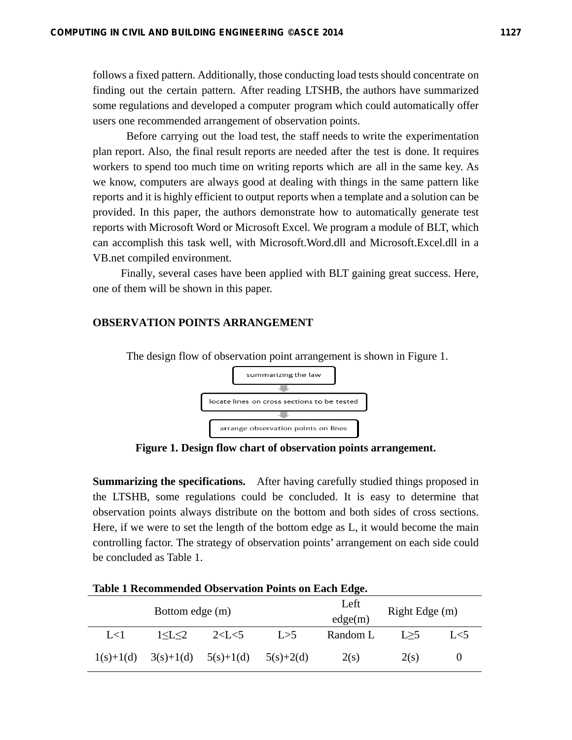follows a fixed pattern. Additionally, those conducting load tests should concentrate on finding out the certain pattern. After reading LTSHB, the authors have summarized some regulations and developed a computer program which could automatically offer users one recommended arrangement of observation points.

Before carrying out the load test, the staff needs to write the experimentation plan report. Also, the final result reports are needed after the test is done. It requires workers to spend too much time on writing reports which are all in the same key. As we know, computers are always good at dealing with things in the same pattern like reports and it is highly efficient to output reports when a template and a solution can be provided. In this paper, the authors demonstrate how to automatically generate test reports with Microsoft Word or Microsoft Excel. We program a module of BLT, which can accomplish this task well, with Microsoft.Word.dll and Microsoft.Excel.dll in a VB.net compiled environment.

Finally, several cases have been applied with BLT gaining great success. Here, one of them will be shown in this paper.

## OBSERVATION POINTS ARRANGEMENT

The design flow of observation point arrangement is shown in Figure 1.

summarizing the law

↓

locate lines on cross sections to be tested

↓

arrange observation points on lines

**Figure 1. Design flow chart of observation points arrangement.**

**Summarizing the specifications.** After having carefully studied things proposed in the LTSHB, some regulations could be concluded. It is easy to determine that observation points always distribute on the bottom and both sides of cross sections. Here, if we were to set the length of the bottom edge as L, it would become the main controlling factor. The strategy of observation points' arrangement on each side could be concluded as Table 1.

**Table 1 Recommended Observation Points on Each Edge.**

| Bottom edge (m) | | | | Left edge(m) | Right Edge (m) | |
|---|---|---|---|---|---|---|
| L<1 | 1≤L≤2 | 2<L<5 | L>5 | Random L | L≥5 | L<5 |
| 1(s)+1(d) | 3(s)+1(d) | 5(s)+1(d) | 5(s)+2(d) | 2(s) | 2(s) | 0 |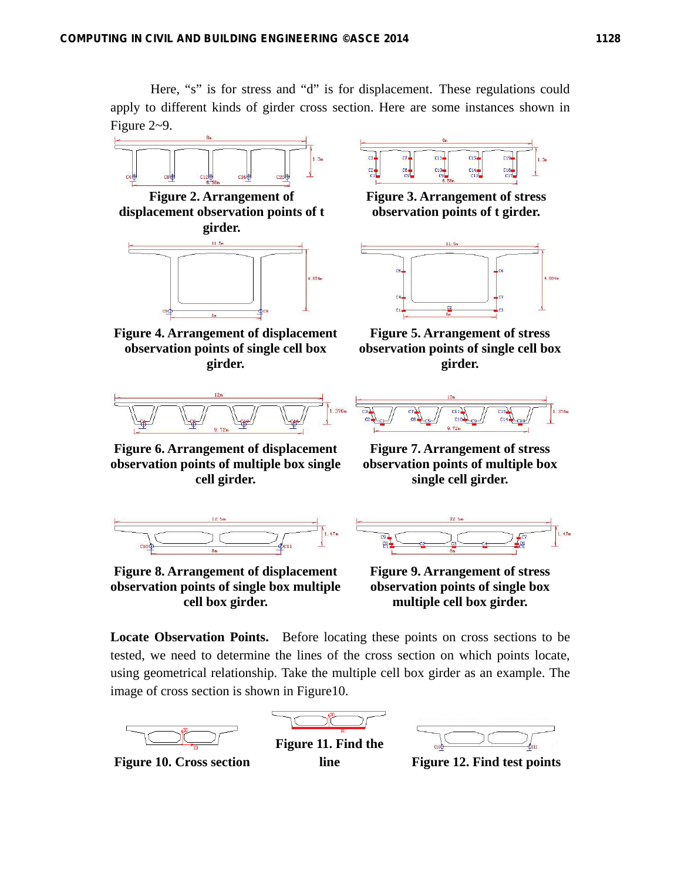Here, "s" is for stress and "d" is for displacement. These regulations could apply to different kinds of girder cross section. Here are some instances shown in Figure 2~9.

**Figure 2. Arrangement of displacement observation points of t girder.**

**Figure 3. Arrangement of stress observation points of t girder.**

**Figure 4. Arrangement of displacement observation points of single cell box girder.**

**Figure 5. Arrangement of stress observation points of single cell box girder.**

**Figure 6. Arrangement of displacement observation points of multiple box single cell girder.**

**Figure 7. Arrangement of stress observation points of multiple box single cell girder.**

**Figure 8. Arrangement of displacement observation points of single box multiple cell box girder.**

**Figure 9. Arrangement of stress observation points of single box multiple cell box girder.**

**Locate Observation Points.** Before locating these points on cross sections to be tested, we need to determine the lines of the cross section on which points locate, using geometrical relationship. Take the multiple cell box girder as an example. The image of cross section is shown in Figure10.

**Figure 10. Cross section**

**Figure 11. Find the line**

**Figure 12. Find test points**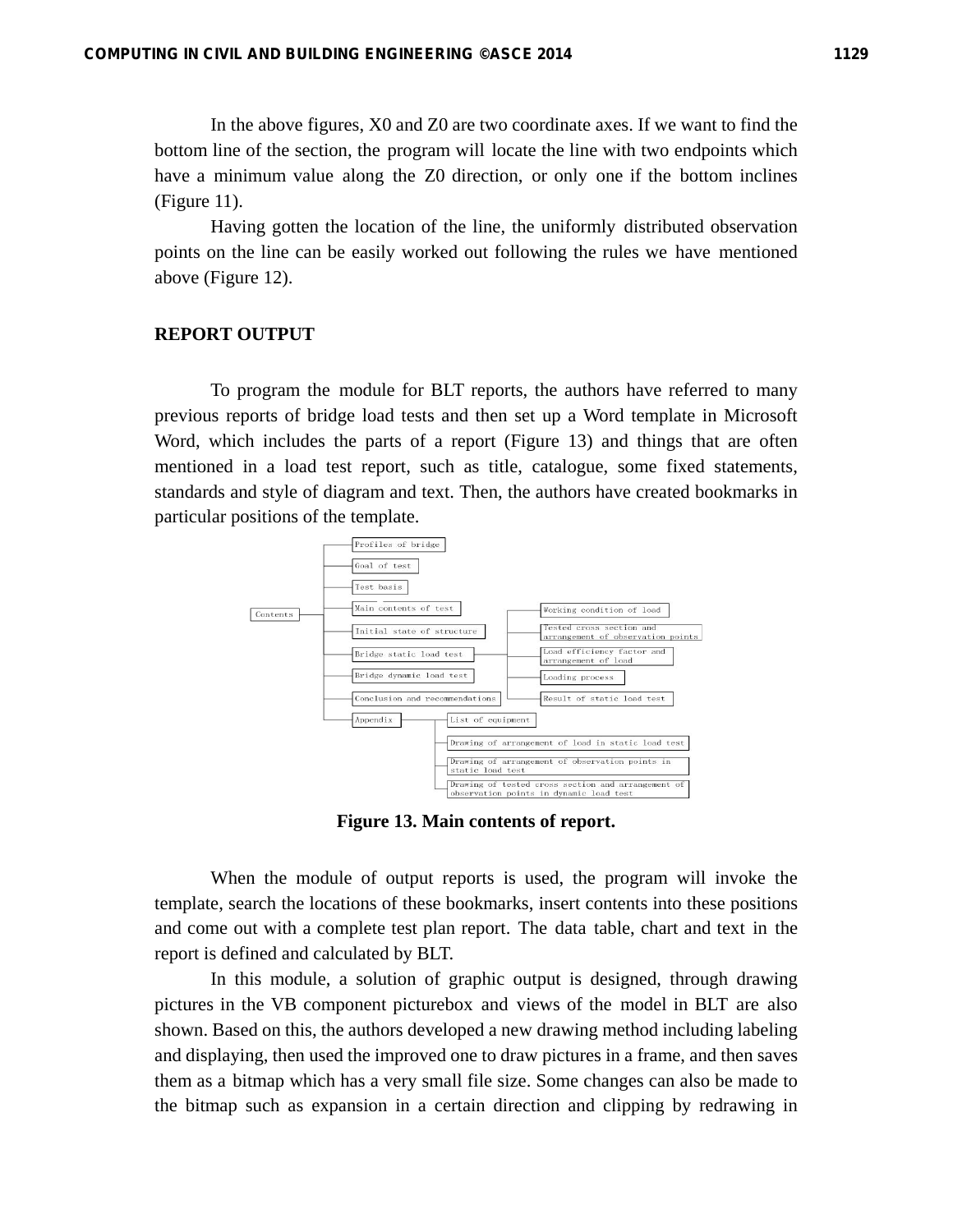In the above figures, X0 and Z0 are two coordinate axes. If we want to find the bottom line of the section, the program will locate the line with two endpoints which have a minimum value along the Z0 direction, or only one if the bottom inclines (Figure 11).

Having gotten the location of the line, the uniformly distributed observation points on the line can be easily worked out following the rules we have mentioned above (Figure 12).

## REPORT OUTPUT

To program the module for BLT reports, the authors have referred to many previous reports of bridge load tests and then set up a Word template in Microsoft Word, which includes the parts of a report (Figure 13) and things that are often mentioned in a load test report, such as title, catalogue, some fixed statements, standards and style of diagram and text. Then, the authors have created bookmarks in particular positions of the template.

- Contents
  - Profiles of bridge
  - Goal of test
  - Test basis
  - Main contents of test
  - Initial state of structure
  - Bridge static load test
    - Working condition of load
    - Tested cross section and arrangement of observation points
    - Load efficiency factor and arrangement of load
    - Loading process
    - Result of static load test
  - Bridge dynamic load test
  - Conclusion and recommendations
  - Appendix
    - List of equipment
    - Drawing of arrangement of load in static load test
    - Drawing of arrangement of observation points in static load test
    - Drawing of tested cross section and arrangement of observation points in dynamic load test

**Figure 13. Main contents of report.**

When the module of output reports is used, the program will invoke the template, search the locations of these bookmarks, insert contents into these positions and come out with a complete test plan report. The data table, chart and text in the report is defined and calculated by BLT.

In this module, a solution of graphic output is designed, through drawing pictures in the VB component picturebox and views of the model in BLT are also shown. Based on this, the authors developed a new drawing method including labeling and displaying, then used the improved one to draw pictures in a frame, and then saves them as a bitmap which has a very small file size. Some changes can also be made to the bitmap such as expansion in a certain direction and clipping by redrawing in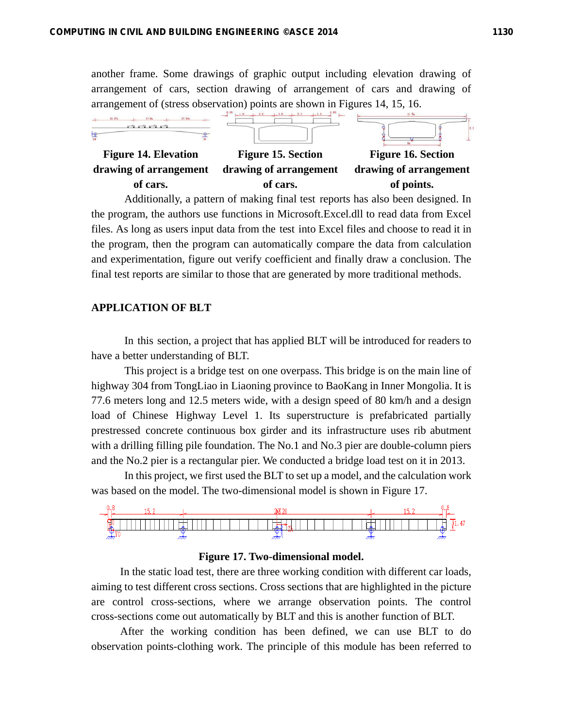another frame. Some drawings of graphic output including elevation drawing of arrangement of cars, section drawing of arrangement of cars and drawing of arrangement of (stress observation) points are shown in Figures 14, 15, 16.

**Figure 14. Elevation drawing of arrangement of cars.**

**Figure 15. Section drawing of arrangement of cars.**

**Figure 16. Section drawing of arrangement of points.**

Additionally, a pattern of making final test reports has also been designed. In the program, the authors use functions in Microsoft.Excel.dll to read data from Excel files. As long as users input data from the test into Excel files and choose to read it in the program, then the program can automatically compare the data from calculation and experimentation, figure out verify coefficient and finally draw a conclusion. The final test reports are similar to those that are generated by more traditional methods.

## APPLICATION OF BLT

In this section, a project that has applied BLT will be introduced for readers to have a better understanding of BLT.

This project is a bridge test on one overpass. This bridge is on the main line of highway 304 from TongLiao in Liaoning province to BaoKang in Inner Mongolia. It is 77.6 meters long and 12.5 meters wide, with a design speed of 80 km/h and a design load of Chinese Highway Level 1. Its superstructure is prefabricated partially prestressed concrete continuous box girder and its infrastructure uses rib abutment with a drilling filling pile foundation. The No.1 and No.3 pier are double-column piers and the No.2 pier is a rectangular pier. We conducted a bridge load test on it in 2013.

In this project, we first used the BLT to set up a model, and the calculation work was based on the model. The two-dimensional model is shown in Figure 17.

**Figure 17. Two-dimensional model.**

In the static load test, there are three working condition with different car loads, aiming to test different cross sections. Cross sections that are highlighted in the picture are control cross-sections, where we arrange observation points. The control cross-sections come out automatically by BLT and this is another function of BLT.

After the working condition has been defined, we can use BLT to do observation points-clothing work. The principle of this module has been referred to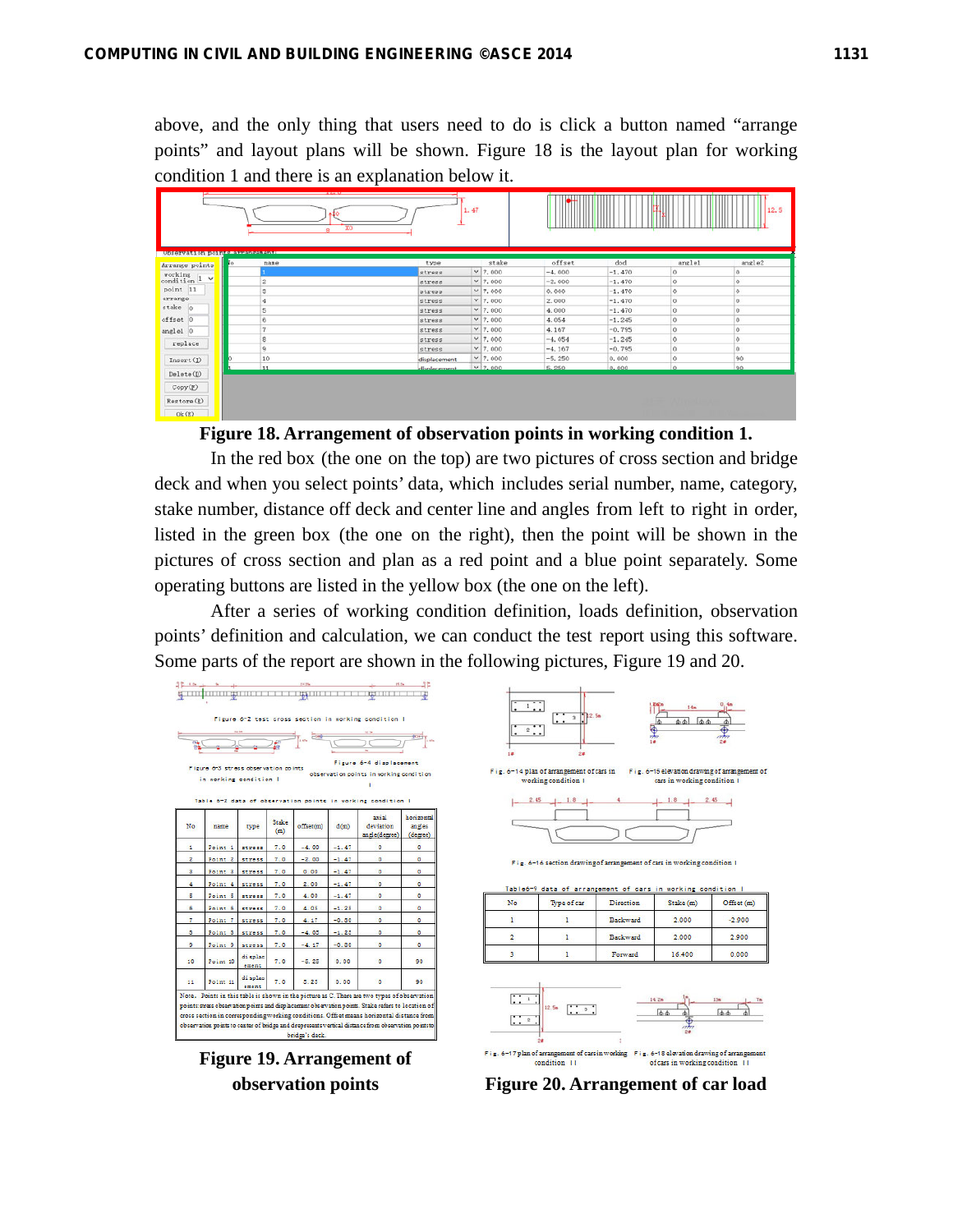above, and the only thing that users need to do is click a button named "arrange points" and layout plans will be shown. Figure 18 is the layout plan for working condition 1 and there is an explanation below it.

**Figure 18. Arrangement of observation points in working condition 1.**

In the red box (the one on the top) are two pictures of cross section and bridge deck and when you select points' data, which includes serial number, name, category, stake number, distance off deck and center line and angles from left to right in order, listed in the green box (the one on the right), then the point will be shown in the pictures of cross section and plan as a red point and a blue point separately. Some operating buttons are listed in the yellow box (the one on the left).

After a series of working condition definition, loads definition, observation points' definition and calculation, we can conduct the test report using this software. Some parts of the report are shown in the following pictures, Figure 19 and 20.

**Figure 19. Arrangement of observation points**

**Figure 20. Arrangement of car load**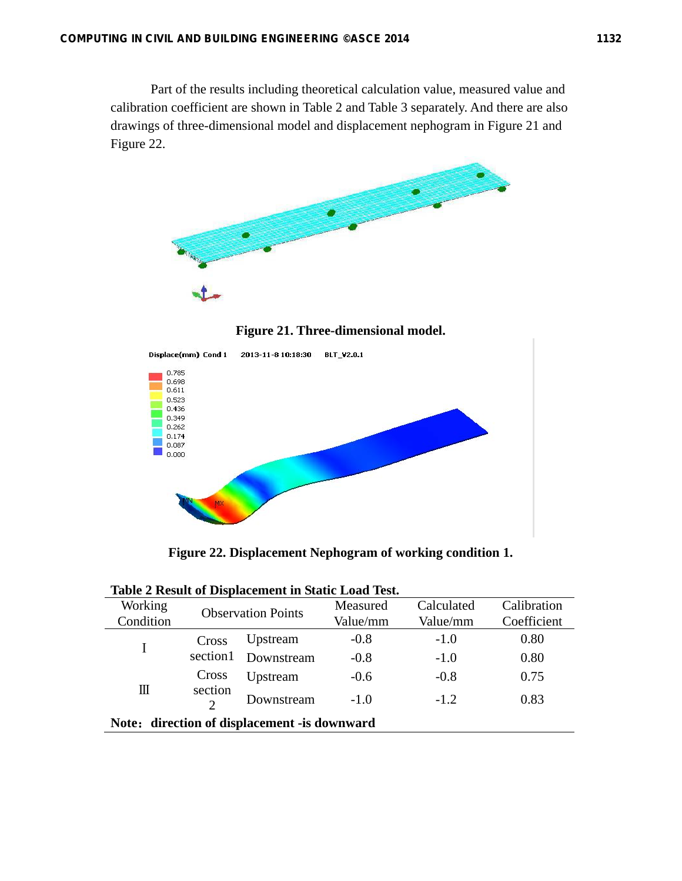Part of the results including theoretical calculation value, measured value and calibration coefficient are shown in Table 2 and Table 3 separately. And there are also drawings of three-dimensional model and displacement nephogram in Figure 21 and Figure 22.

**Figure 21. Three-dimensional model.**

**Figure 22. Displacement Nephogram of working condition 1.**

**Table 2 Result of Displacement in Static Load Test.**

| Working Condition | Observation Points | | Measured Value/mm | Calculated Value/mm | Calibration Coefficient |
|---|---|---|---|---|---|
| Ⅰ | Cross section1 | Upstream | -0.8 | -1.0 | 0.80 |
| | | Downstream | -0.8 | -1.0 | 0.80 |
| Ⅲ | Cross section 2 | Upstream | -0.6 | -0.8 | 0.75 |
| | | Downstream | -1.0 | -1.2 | 0.83 |

**Note：direction of displacement -is downward**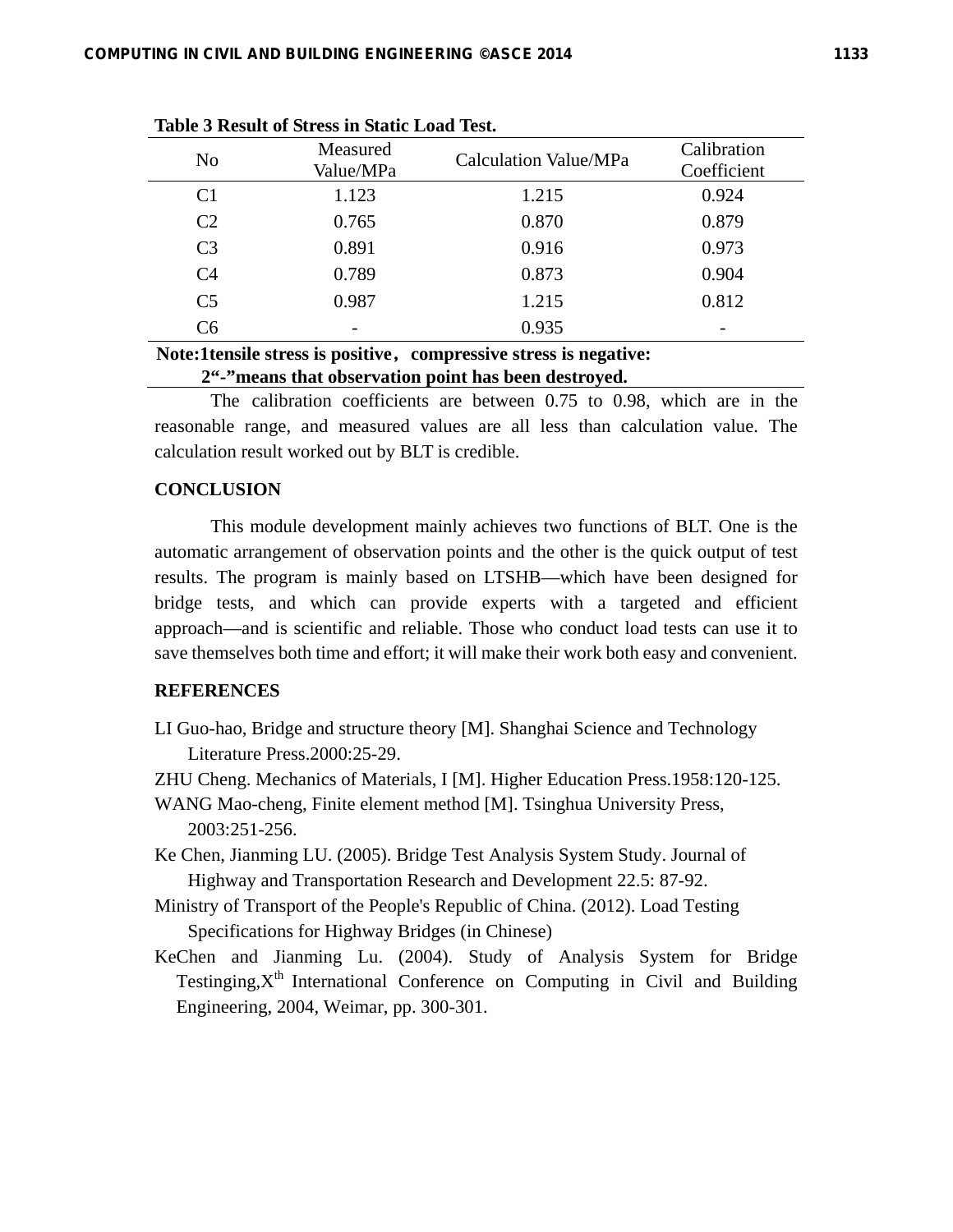**Table 3 Result of Stress in Static Load Test.**

| No | Measured Value/MPa | Calculation Value/MPa | Calibration Coefficient |
|---|---|---|---|
| C1 | 1.123 | 1.215 | 0.924 |
| C2 | 0.765 | 0.870 | 0.879 |
| C3 | 0.891 | 0.916 | 0.973 |
| C4 | 0.789 | 0.873 | 0.904 |
| C5 | 0.987 | 1.215 | 0.812 |
| C6 | - | 0.935 | - |

**Note:1tensile stress is positive，compressive stress is negative:**
**2“-”means that observation point has been destroyed.**

The calibration coefficients are between 0.75 to 0.98, which are in the reasonable range, and measured values are all less than calculation value. The calculation result worked out by BLT is credible.

## CONCLUSION

This module development mainly achieves two functions of BLT. One is the automatic arrangement of observation points and the other is the quick output of test results. The program is mainly based on LTSHB—which have been designed for bridge tests, and which can provide experts with a targeted and efficient approach—and is scientific and reliable. Those who conduct load tests can use it to save themselves both time and effort; it will make their work both easy and convenient.

## REFERENCES

LI Guo-hao, Bridge and structure theory [M]. Shanghai Science and Technology Literature Press.2000:25-29.

ZHU Cheng. Mechanics of Materials, I [M]. Higher Education Press.1958:120-125.

WANG Mao-cheng, Finite element method [M]. Tsinghua University Press, 2003:251-256.

Ke Chen, Jianming LU. (2005). Bridge Test Analysis System Study. Journal of Highway and Transportation Research and Development 22.5: 87-92.

Ministry of Transport of the People's Republic of China. (2012). Load Testing Specifications for Highway Bridges (in Chinese)

KeChen and Jianming Lu. (2004). Study of Analysis System for Bridge Testinging,X$^{th}$ International Conference on Computing in Civil and Building Engineering, 2004, Weimar, pp. 300-301.